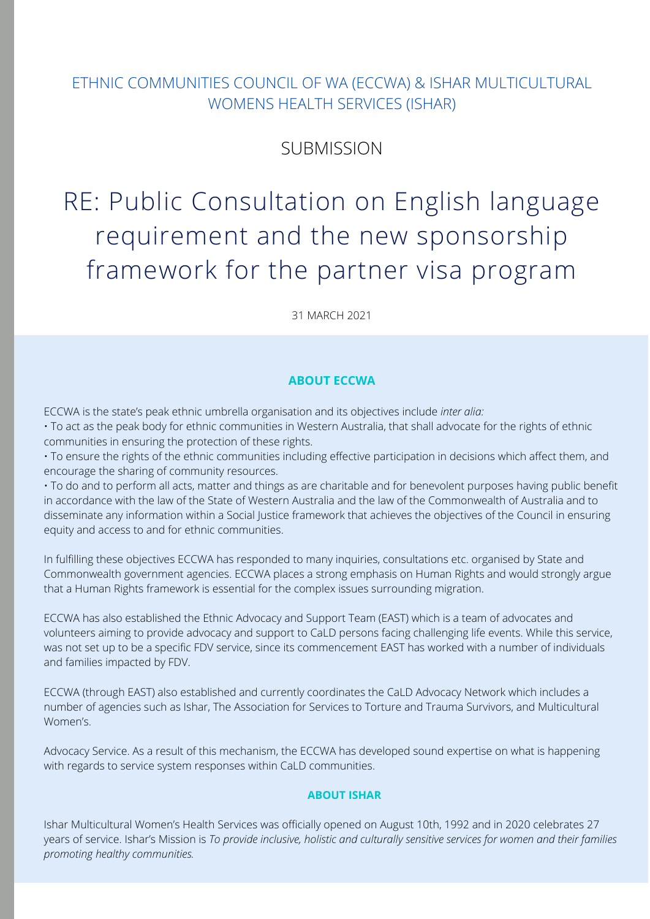ETHNIC COMMUNITIES COUNCIL OF WA (ECCWA) & ISHAR MULTICULTURAL WOMENS HEALTH SERVICES (ISHAR)

SUBMISSION

# RE: Public Consultation on English language requirement and the new sponsorship framework for the partner visa program

31 MARCH 2021

## ABOUT ECCWA

ECCWA is the state's peak ethnic umbrella organisation and its objectives include *inter alia:*

• To act as the peak body for ethnic communities in Western Australia, that shall advocate for the rights of ethnic communities in ensuring the protection of these rights.

• To ensure the rights of the ethnic communities including effective participation in decisions which affect them, and encourage the sharing of community resources.

• To do and to perform all acts, matter and things as are charitable and for benevolent purposes having public benefit in accordance with the law of the State of Western Australia and the law of the Commonwealth of Australia and to disseminate any information within a Social Justice framework that achieves the objectives of the Council in ensuring equity and access to and for ethnic communities.

In fulfilling these objectives ECCWA has responded to many inquiries, consultations etc. organised by State and Commonwealth government agencies. ECCWA places a strong emphasis on Human Rights and would strongly argue that a Human Rights framework is essential for the complex issues surrounding migration.

ECCWA has also established the Ethnic Advocacy and Support Team (EAST) which is a team of advocates and volunteers aiming to provide advocacy and support to CaLD persons facing challenging life events. While this service, was not set up to be a specific FDV service, since its commencement EAST has worked with a number of individuals and families impacted by FDV.

ECCWA (through EAST) also established and currently coordinates the CaLD Advocacy Network which includes a number of agencies such as Ishar, The Association for Services to Torture and Trauma Survivors, and Multicultural Women's.

Advocacy Service. As a result of this mechanism, the ECCWA has developed sound expertise on what is happening with regards to service system responses within CaLD communities.

## ABOUT ISHAR

Ishar Multicultural Women's Health Services was officially opened on August 10th, 1992 and in 2020 celebrates 27 years of service. Ishar's Mission is *To provide inclusive, holistic and culturally sensitive services for women and their families promoting healthy communities.*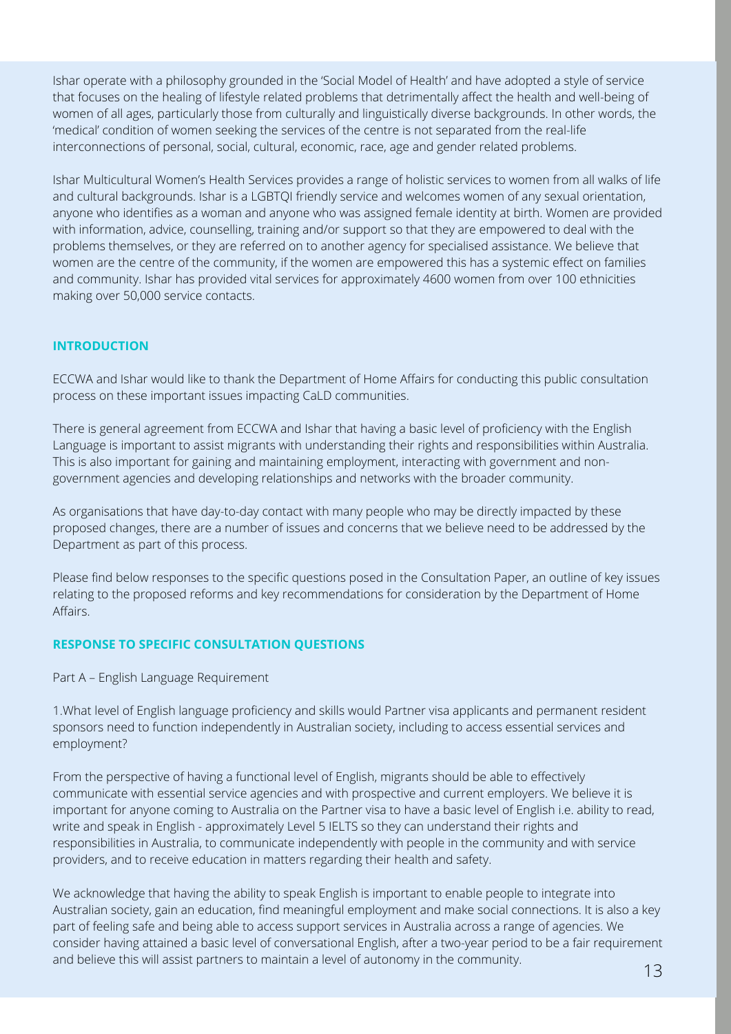Ishar operate with a philosophy grounded in the 'Social Model of Health' and have adopted a style of service that focuses on the healing of lifestyle related problems that detrimentally affect the health and well-being of women of all ages, particularly those from culturally and linguistically diverse backgrounds. In other words, the 'medical' condition of women seeking the services of the centre is not separated from the real-life interconnections of personal, social, cultural, economic, race, age and gender related problems.

Ishar Multicultural Women's Health Services provides a range of holistic services to women from all walks of life and cultural backgrounds. Ishar is a LGBTQI friendly service and welcomes women of any sexual orientation, anyone who identifies as a woman and anyone who was assigned female identity at birth. Women are provided with information, advice, counselling, training and/or support so that they are empowered to deal with the problems themselves, or they are referred on to another agency for specialised assistance. We believe that women are the centre of the community, if the women are empowered this has a systemic effect on families and community. Ishar has provided vital services for approximately 4600 women from over 100 ethnicities making over 50,000 service contacts.

## INTRODUCTION

ECCWA and Ishar would like to thank the Department of Home Affairs for conducting this public consultation process on these important issues impacting CaLD communities.

There is general agreement from ECCWA and Ishar that having a basic level of proficiency with the English Language is important to assist migrants with understanding their rights and responsibilities within Australia. This is also important for gaining and maintaining employment, interacting with government and non-government agencies and developing relationships and networks with the broader community.

As organisations that have day-to-day contact with many people who may be directly impacted by these proposed changes, there are a number of issues and concerns that we believe need to be addressed by the Department as part of this process.

Please find below responses to the specific questions posed in the Consultation Paper, an outline of key issues relating to the proposed reforms and key recommendations for consideration by the Department of Home Affairs.

## RESPONSE TO SPECIFIC CONSULTATION QUESTIONS

Part A – English Language Requirement

1.What level of English language proficiency and skills would Partner visa applicants and permanent resident sponsors need to function independently in Australian society, including to access essential services and employment?

From the perspective of having a functional level of English, migrants should be able to effectively communicate with essential service agencies and with prospective and current employers. We believe it is important for anyone coming to Australia on the Partner visa to have a basic level of English i.e. ability to read, write and speak in English - approximately Level 5 IELTS so they can understand their rights and responsibilities in Australia, to communicate independently with people in the community and with service providers, and to receive education in matters regarding their health and safety.

We acknowledge that having the ability to speak English is important to enable people to integrate into Australian society, gain an education, find meaningful employment and make social connections. It is also a key part of feeling safe and being able to access support services in Australia across a range of agencies. We consider having attained a basic level of conversational English, after a two-year period to be a fair requirement and believe this will assist partners to maintain a level of autonomy in the community.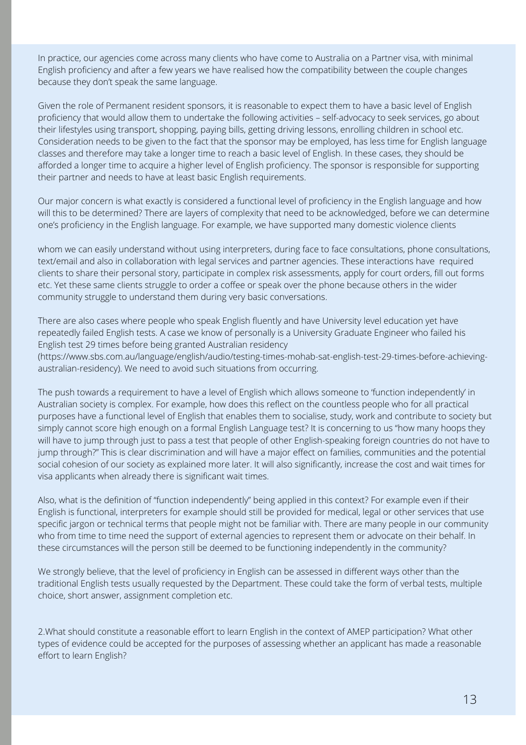In practice, our agencies come across many clients who have come to Australia on a Partner visa, with minimal English proficiency and after a few years we have realised how the compatibility between the couple changes because they don't speak the same language.

Given the role of Permanent resident sponsors, it is reasonable to expect them to have a basic level of English proficiency that would allow them to undertake the following activities – self-advocacy to seek services, go about their lifestyles using transport, shopping, paying bills, getting driving lessons, enrolling children in school etc. Consideration needs to be given to the fact that the sponsor may be employed, has less time for English language classes and therefore may take a longer time to reach a basic level of English. In these cases, they should be afforded a longer time to acquire a higher level of English proficiency. The sponsor is responsible for supporting their partner and needs to have at least basic English requirements.

Our major concern is what exactly is considered a functional level of proficiency in the English language and how will this to be determined? There are layers of complexity that need to be acknowledged, before we can determine one's proficiency in the English language. For example, we have supported many domestic violence clients whom we can easily understand without using interpreters, during face to face consultations, phone consultations, text/email and also in collaboration with legal services and partner agencies. These interactions have required clients to share their personal story, participate in complex risk assessments, apply for court orders, fill out forms etc. Yet these same clients struggle to order a coffee or speak over the phone because others in the wider community struggle to understand them during very basic conversations.

There are also cases where people who speak English fluently and have University level education yet have repeatedly failed English tests. A case we know of personally is a University Graduate Engineer who failed his English test 29 times before being granted Australian residency (https://www.sbs.com.au/language/english/audio/testing-times-mohab-sat-english-test-29-times-before-achieving-australian-residency). We need to avoid such situations from occurring.

The push towards a requirement to have a level of English which allows someone to 'function independently' in Australian society is complex. For example, how does this reflect on the countless people who for all practical purposes have a functional level of English that enables them to socialise, study, work and contribute to society but simply cannot score high enough on a formal English Language test? It is concerning to us "how many hoops they will have to jump through just to pass a test that people of other English-speaking foreign countries do not have to jump through?" This is clear discrimination and will have a major effect on families, communities and the potential social cohesion of our society as explained more later. It will also significantly, increase the cost and wait times for visa applicants when already there is significant wait times.

Also, what is the definition of "function independently" being applied in this context? For example even if their English is functional, interpreters for example should still be provided for medical, legal or other services that use specific jargon or technical terms that people might not be familiar with. There are many people in our community who from time to time need the support of external agencies to represent them or advocate on their behalf. In these circumstances will the person still be deemed to be functioning independently in the community?

We strongly believe, that the level of proficiency in English can be assessed in different ways other than the traditional English tests usually requested by the Department. These could take the form of verbal tests, multiple choice, short answer, assignment completion etc.

2.What should constitute a reasonable effort to learn English in the context of AMEP participation? What other types of evidence could be accepted for the purposes of assessing whether an applicant has made a reasonable effort to learn English?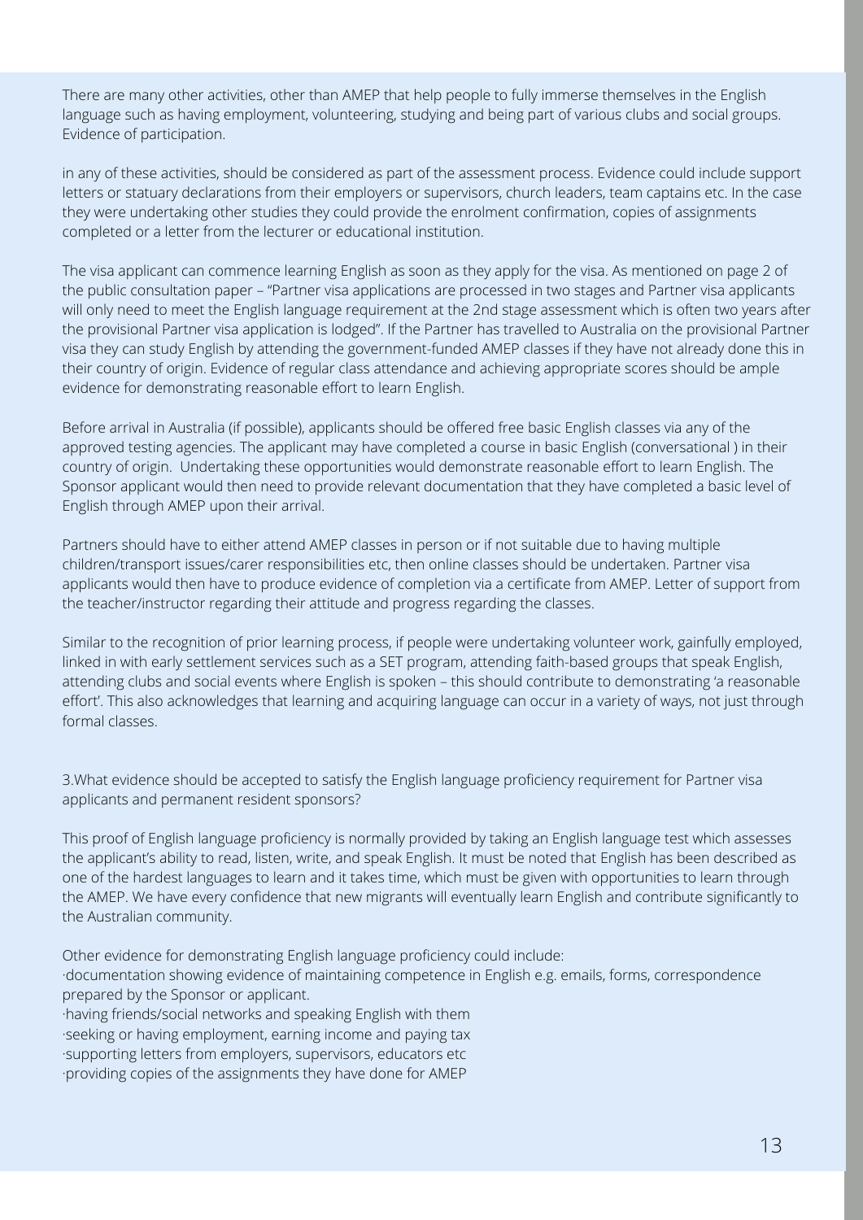There are many other activities, other than AMEP that help people to fully immerse themselves in the English language such as having employment, volunteering, studying and being part of various clubs and social groups. Evidence of participation.

in any of these activities, should be considered as part of the assessment process. Evidence could include support letters or statuary declarations from their employers or supervisors, church leaders, team captains etc. In the case they were undertaking other studies they could provide the enrolment confirmation, copies of assignments completed or a letter from the lecturer or educational institution.

The visa applicant can commence learning English as soon as they apply for the visa. As mentioned on page 2 of the public consultation paper – "Partner visa applications are processed in two stages and Partner visa applicants will only need to meet the English language requirement at the 2nd stage assessment which is often two years after the provisional Partner visa application is lodged". If the Partner has travelled to Australia on the provisional Partner visa they can study English by attending the government-funded AMEP classes if they have not already done this in their country of origin. Evidence of regular class attendance and achieving appropriate scores should be ample evidence for demonstrating reasonable effort to learn English.

Before arrival in Australia (if possible), applicants should be offered free basic English classes via any of the approved testing agencies. The applicant may have completed a course in basic English (conversational ) in their country of origin. Undertaking these opportunities would demonstrate reasonable effort to learn English. The Sponsor applicant would then need to provide relevant documentation that they have completed a basic level of English through AMEP upon their arrival.

Partners should have to either attend AMEP classes in person or if not suitable due to having multiple children/transport issues/carer responsibilities etc, then online classes should be undertaken. Partner visa applicants would then have to produce evidence of completion via a certificate from AMEP. Letter of support from the teacher/instructor regarding their attitude and progress regarding the classes.

Similar to the recognition of prior learning process, if people were undertaking volunteer work, gainfully employed, linked in with early settlement services such as a SET program, attending faith-based groups that speak English, attending clubs and social events where English is spoken – this should contribute to demonstrating 'a reasonable effort'. This also acknowledges that learning and acquiring language can occur in a variety of ways, not just through formal classes.

3.What evidence should be accepted to satisfy the English language proficiency requirement for Partner visa applicants and permanent resident sponsors?

This proof of English language proficiency is normally provided by taking an English language test which assesses the applicant's ability to read, listen, write, and speak English. It must be noted that English has been described as one of the hardest languages to learn and it takes time, which must be given with opportunities to learn through the AMEP. We have every confidence that new migrants will eventually learn English and contribute significantly to the Australian community.

Other evidence for demonstrating English language proficiency could include:

- documentation showing evidence of maintaining competence in English e.g. emails, forms, correspondence prepared by the Sponsor or applicant.
- having friends/social networks and speaking English with them
- seeking or having employment, earning income and paying tax
- supporting letters from employers, supervisors, educators etc
- providing copies of the assignments they have done for AMEP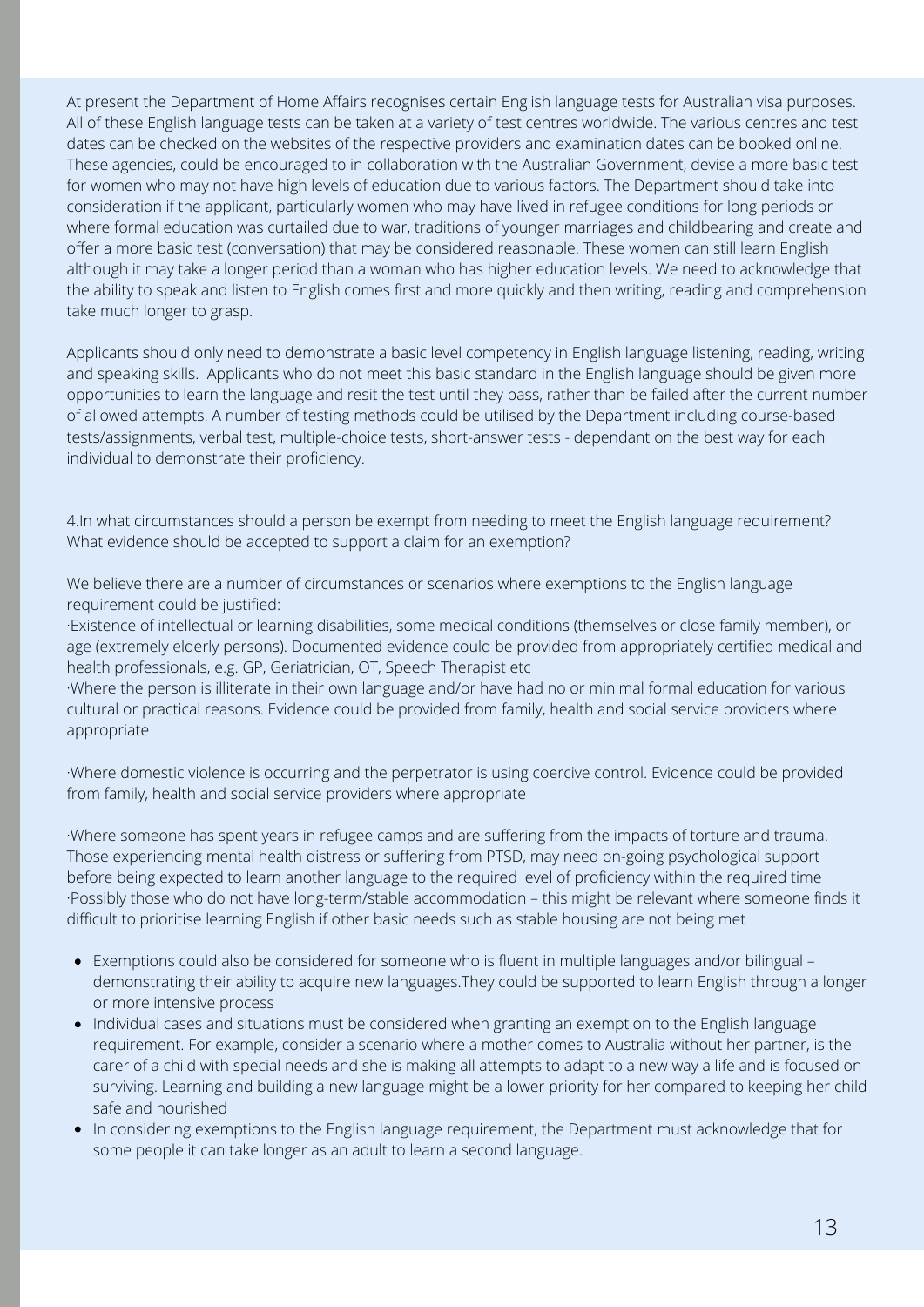At present the Department of Home Affairs recognises certain English language tests for Australian visa purposes. All of these English language tests can be taken at a variety of test centres worldwide. The various centres and test dates can be checked on the websites of the respective providers and examination dates can be booked online. These agencies, could be encouraged to in collaboration with the Australian Government, devise a more basic test for women who may not have high levels of education due to various factors. The Department should take into consideration if the applicant, particularly women who may have lived in refugee conditions for long periods or where formal education was curtailed due to war, traditions of younger marriages and childbearing and create and offer a more basic test (conversation) that may be considered reasonable. These women can still learn English although it may take a longer period than a woman who has higher education levels. We need to acknowledge that the ability to speak and listen to English comes first and more quickly and then writing, reading and comprehension take much longer to grasp.

Applicants should only need to demonstrate a basic level competency in English language listening, reading, writing and speaking skills. Applicants who do not meet this basic standard in the English language should be given more opportunities to learn the language and resit the test until they pass, rather than be failed after the current number of allowed attempts. A number of testing methods could be utilised by the Department including course-based tests/assignments, verbal test, multiple-choice tests, short-answer tests - dependant on the best way for each individual to demonstrate their proficiency.

4.In what circumstances should a person be exempt from needing to meet the English language requirement? What evidence should be accepted to support a claim for an exemption?

We believe there are a number of circumstances or scenarios where exemptions to the English language requirement could be justified:

·Existence of intellectual or learning disabilities, some medical conditions (themselves or close family member), or age (extremely elderly persons). Documented evidence could be provided from appropriately certified medical and health professionals, e.g. GP, Geriatrician, OT, Speech Therapist etc

·Where the person is illiterate in their own language and/or have had no or minimal formal education for various cultural or practical reasons. Evidence could be provided from family, health and social service providers where appropriate

·Where domestic violence is occurring and the perpetrator is using coercive control. Evidence could be provided from family, health and social service providers where appropriate

·Where someone has spent years in refugee camps and are suffering from the impacts of torture and trauma. Those experiencing mental health distress or suffering from PTSD, may need on-going psychological support before being expected to learn another language to the required level of proficiency within the required time

·Possibly those who do not have long-term/stable accommodation – this might be relevant where someone finds it difficult to prioritise learning English if other basic needs such as stable housing are not being met

- Exemptions could also be considered for someone who is fluent in multiple languages and/or bilingual – demonstrating their ability to acquire new languages.They could be supported to learn English through a longer or more intensive process
- Individual cases and situations must be considered when granting an exemption to the English language requirement. For example, consider a scenario where a mother comes to Australia without her partner, is the carer of a child with special needs and she is making all attempts to adapt to a new way a life and is focused on surviving. Learning and building a new language might be a lower priority for her compared to keeping her child safe and nourished
- In considering exemptions to the English language requirement, the Department must acknowledge that for some people it can take longer as an adult to learn a second language.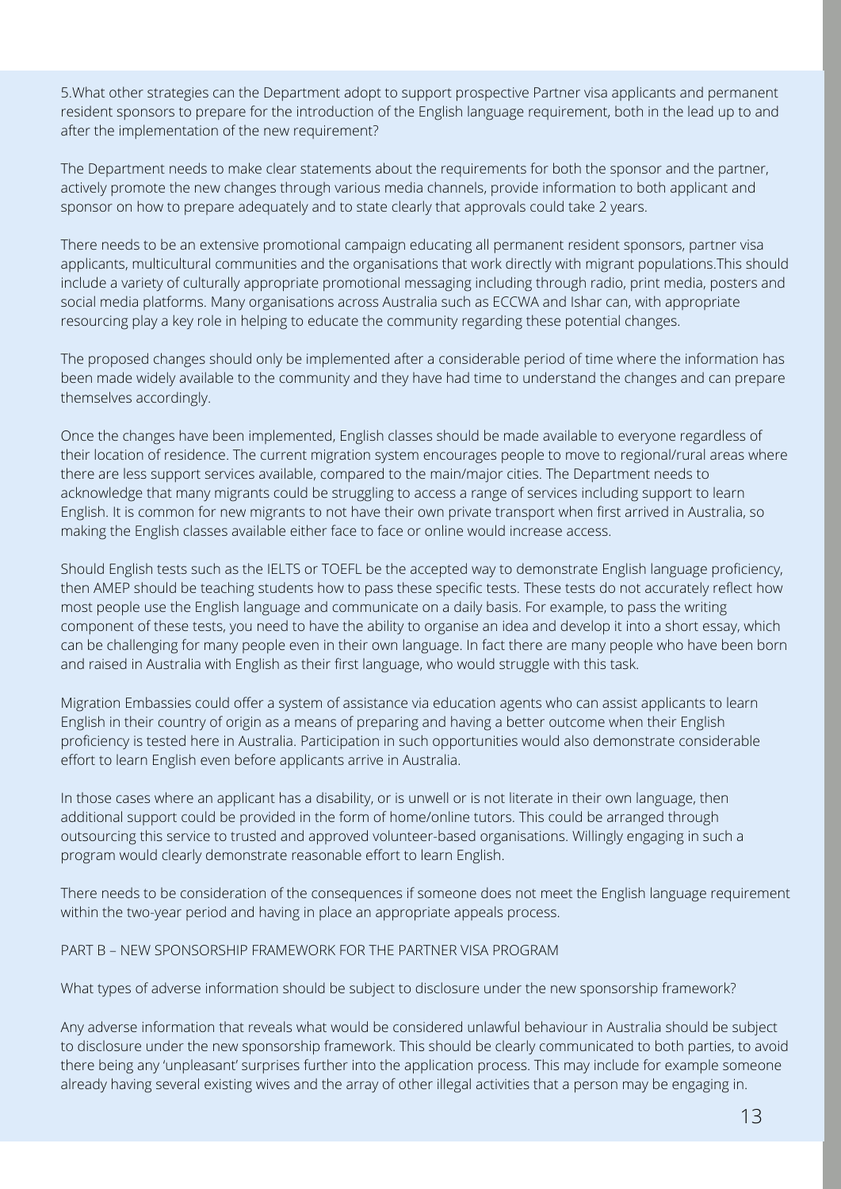5.What other strategies can the Department adopt to support prospective Partner visa applicants and permanent resident sponsors to prepare for the introduction of the English language requirement, both in the lead up to and after the implementation of the new requirement?

The Department needs to make clear statements about the requirements for both the sponsor and the partner, actively promote the new changes through various media channels, provide information to both applicant and sponsor on how to prepare adequately and to state clearly that approvals could take 2 years.

There needs to be an extensive promotional campaign educating all permanent resident sponsors, partner visa applicants, multicultural communities and the organisations that work directly with migrant populations.This should include a variety of culturally appropriate promotional messaging including through radio, print media, posters and social media platforms. Many organisations across Australia such as ECCWA and Ishar can, with appropriate resourcing play a key role in helping to educate the community regarding these potential changes.

The proposed changes should only be implemented after a considerable period of time where the information has been made widely available to the community and they have had time to understand the changes and can prepare themselves accordingly.

Once the changes have been implemented, English classes should be made available to everyone regardless of their location of residence. The current migration system encourages people to move to regional/rural areas where there are less support services available, compared to the main/major cities. The Department needs to acknowledge that many migrants could be struggling to access a range of services including support to learn English. It is common for new migrants to not have their own private transport when first arrived in Australia, so making the English classes available either face to face or online would increase access.

Should English tests such as the IELTS or TOEFL be the accepted way to demonstrate English language proficiency, then AMEP should be teaching students how to pass these specific tests. These tests do not accurately reflect how most people use the English language and communicate on a daily basis. For example, to pass the writing component of these tests, you need to have the ability to organise an idea and develop it into a short essay, which can be challenging for many people even in their own language. In fact there are many people who have been born and raised in Australia with English as their first language, who would struggle with this task.

Migration Embassies could offer a system of assistance via education agents who can assist applicants to learn English in their country of origin as a means of preparing and having a better outcome when their English proficiency is tested here in Australia. Participation in such opportunities would also demonstrate considerable effort to learn English even before applicants arrive in Australia.

In those cases where an applicant has a disability, or is unwell or is not literate in their own language, then additional support could be provided in the form of home/online tutors. This could be arranged through outsourcing this service to trusted and approved volunteer-based organisations. Willingly engaging in such a program would clearly demonstrate reasonable effort to learn English.

There needs to be consideration of the consequences if someone does not meet the English language requirement within the two-year period and having in place an appropriate appeals process.

PART B – NEW SPONSORSHIP FRAMEWORK FOR THE PARTNER VISA PROGRAM

What types of adverse information should be subject to disclosure under the new sponsorship framework?

Any adverse information that reveals what would be considered unlawful behaviour in Australia should be subject to disclosure under the new sponsorship framework. This should be clearly communicated to both parties, to avoid there being any 'unpleasant' surprises further into the application process. This may include for example someone already having several existing wives and the array of other illegal activities that a person may be engaging in.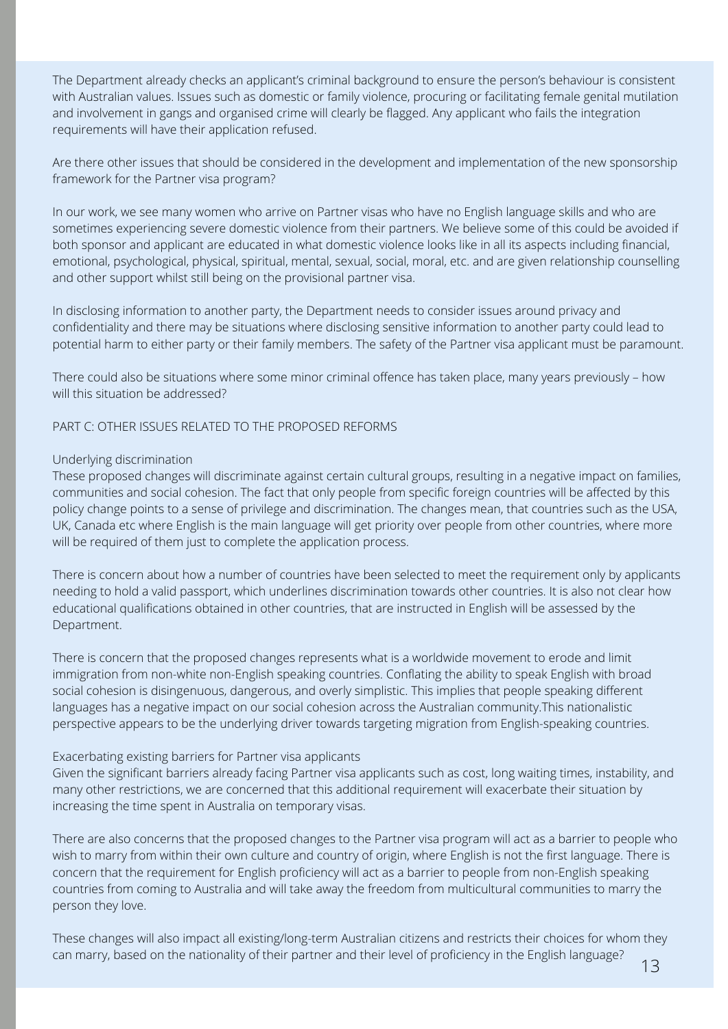The Department already checks an applicant's criminal background to ensure the person's behaviour is consistent with Australian values. Issues such as domestic or family violence, procuring or facilitating female genital mutilation and involvement in gangs and organised crime will clearly be flagged. Any applicant who fails the integration requirements will have their application refused.

Are there other issues that should be considered in the development and implementation of the new sponsorship framework for the Partner visa program?

In our work, we see many women who arrive on Partner visas who have no English language skills and who are sometimes experiencing severe domestic violence from their partners. We believe some of this could be avoided if both sponsor and applicant are educated in what domestic violence looks like in all its aspects including financial, emotional, psychological, physical, spiritual, mental, sexual, social, moral, etc. and are given relationship counselling and other support whilst still being on the provisional partner visa.

In disclosing information to another party, the Department needs to consider issues around privacy and confidentiality and there may be situations where disclosing sensitive information to another party could lead to potential harm to either party or their family members. The safety of the Partner visa applicant must be paramount.

There could also be situations where some minor criminal offence has taken place, many years previously – how will this situation be addressed?

## PART C: OTHER ISSUES RELATED TO THE PROPOSED REFORMS

### Underlying discrimination

These proposed changes will discriminate against certain cultural groups, resulting in a negative impact on families, communities and social cohesion. The fact that only people from specific foreign countries will be affected by this policy change points to a sense of privilege and discrimination. The changes mean, that countries such as the USA, UK, Canada etc where English is the main language will get priority over people from other countries, where more will be required of them just to complete the application process.

There is concern about how a number of countries have been selected to meet the requirement only by applicants needing to hold a valid passport, which underlines discrimination towards other countries. It is also not clear how educational qualifications obtained in other countries, that are instructed in English will be assessed by the Department.

There is concern that the proposed changes represents what is a worldwide movement to erode and limit immigration from non-white non-English speaking countries. Conflating the ability to speak English with broad social cohesion is disingenuous, dangerous, and overly simplistic. This implies that people speaking different languages has a negative impact on our social cohesion across the Australian community.This nationalistic perspective appears to be the underlying driver towards targeting migration from English-speaking countries.

### Exacerbating existing barriers for Partner visa applicants

Given the significant barriers already facing Partner visa applicants such as cost, long waiting times, instability, and many other restrictions, we are concerned that this additional requirement will exacerbate their situation by increasing the time spent in Australia on temporary visas.

There are also concerns that the proposed changes to the Partner visa program will act as a barrier to people who wish to marry from within their own culture and country of origin, where English is not the first language. There is concern that the requirement for English proficiency will act as a barrier to people from non-English speaking countries from coming to Australia and will take away the freedom from multicultural communities to marry the person they love.

These changes will also impact all existing/long-term Australian citizens and restricts their choices for whom they can marry, based on the nationality of their partner and their level of proficiency in the English language?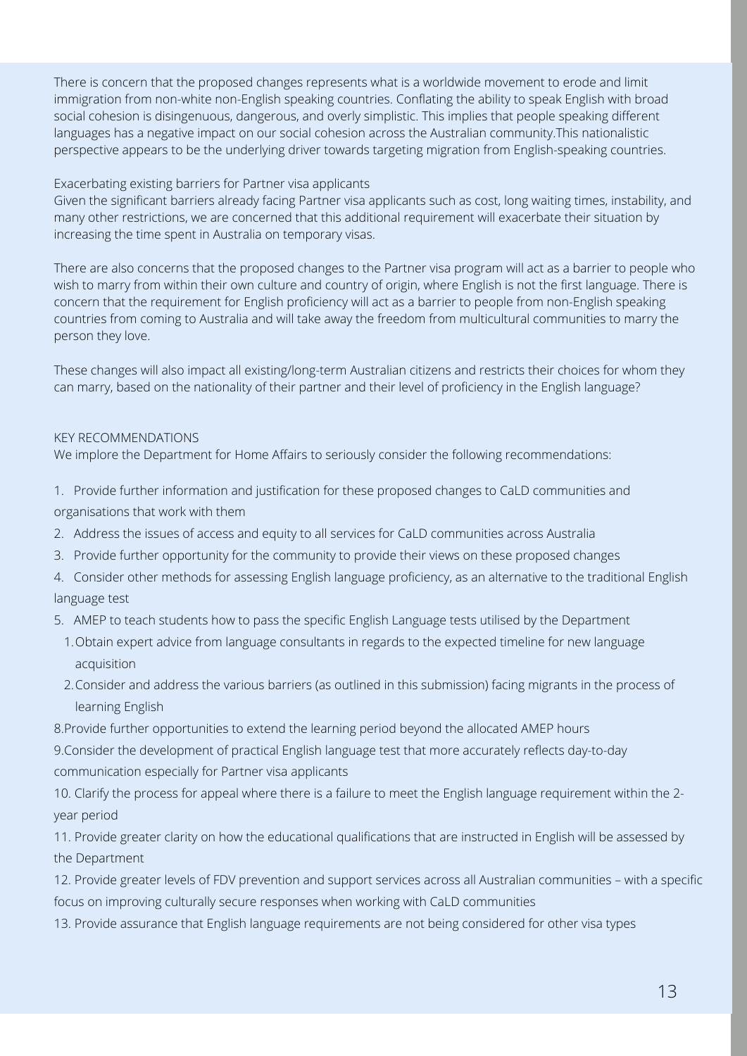There is concern that the proposed changes represents what is a worldwide movement to erode and limit immigration from non-white non-English speaking countries. Conflating the ability to speak English with broad social cohesion is disingenuous, dangerous, and overly simplistic. This implies that people speaking different languages has a negative impact on our social cohesion across the Australian community.This nationalistic perspective appears to be the underlying driver towards targeting migration from English-speaking countries.

Exacerbating existing barriers for Partner visa applicants

Given the significant barriers already facing Partner visa applicants such as cost, long waiting times, instability, and many other restrictions, we are concerned that this additional requirement will exacerbate their situation by increasing the time spent in Australia on temporary visas.

There are also concerns that the proposed changes to the Partner visa program will act as a barrier to people who wish to marry from within their own culture and country of origin, where English is not the first language. There is concern that the requirement for English proficiency will act as a barrier to people from non-English speaking countries from coming to Australia and will take away the freedom from multicultural communities to marry the person they love.

These changes will also impact all existing/long-term Australian citizens and restricts their choices for whom they can marry, based on the nationality of their partner and their level of proficiency in the English language?

KEY RECOMMENDATIONS

We implore the Department for Home Affairs to seriously consider the following recommendations:

1. Provide further information and justification for these proposed changes to CaLD communities and organisations that work with them
2. Address the issues of access and equity to all services for CaLD communities across Australia
3. Provide further opportunity for the community to provide their views on these proposed changes
4. Consider other methods for assessing English language proficiency, as an alternative to the traditional English language test
5. AMEP to teach students how to pass the specific English Language tests utilised by the Department
   1. Obtain expert advice from language consultants in regards to the expected timeline for new language acquisition
   2. Consider and address the various barriers (as outlined in this submission) facing migrants in the process of learning English

8.Provide further opportunities to extend the learning period beyond the allocated AMEP hours

9.Consider the development of practical English language test that more accurately reflects day-to-day communication especially for Partner visa applicants

10. Clarify the process for appeal where there is a failure to meet the English language requirement within the 2-year period

11. Provide greater clarity on how the educational qualifications that are instructed in English will be assessed by the Department

12. Provide greater levels of FDV prevention and support services across all Australian communities – with a specific focus on improving culturally secure responses when working with CaLD communities

13. Provide assurance that English language requirements are not being considered for other visa types